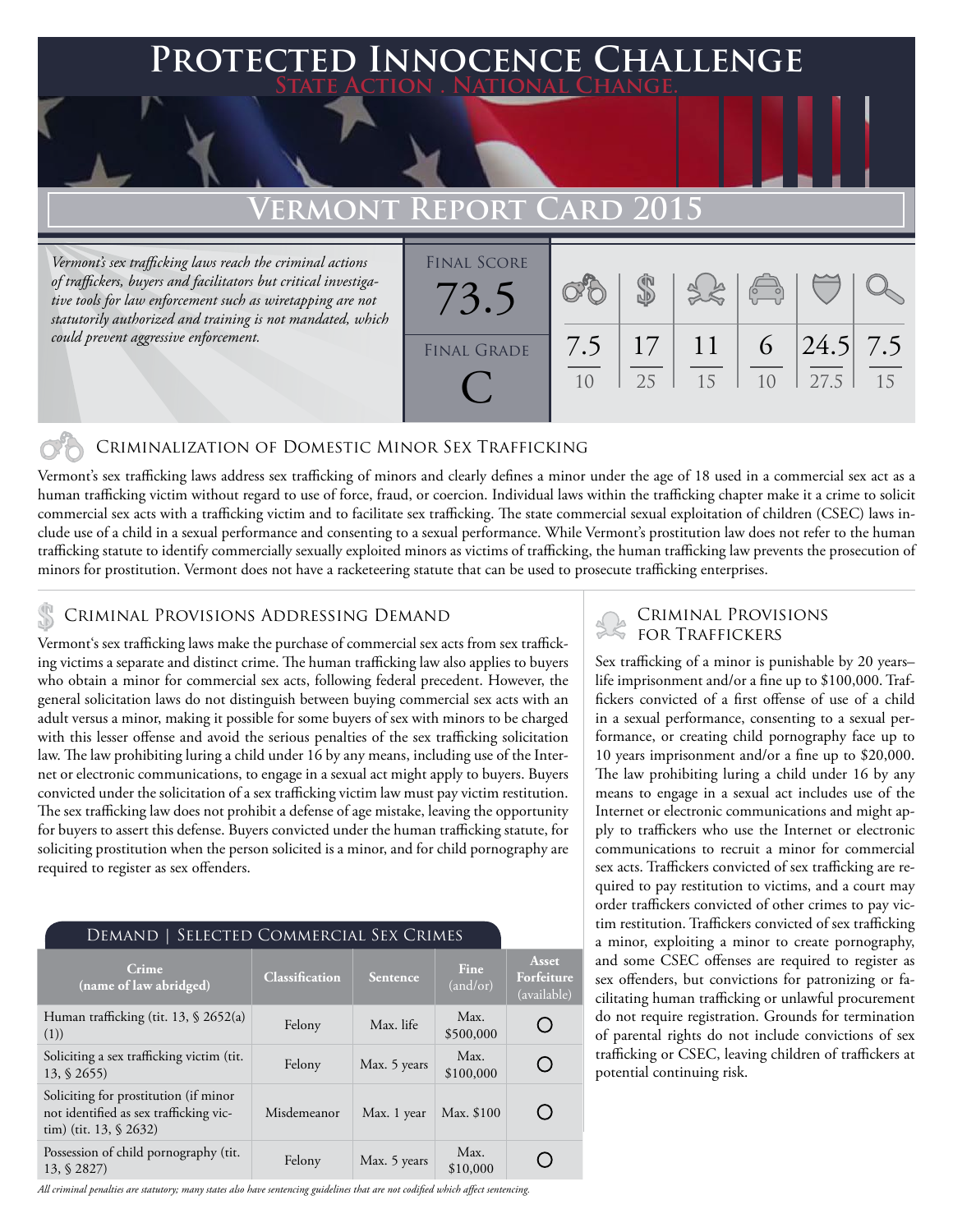# Protected Innocence Challenge

State Action . National Change.

## Vermont Report Card 2015

*Vermont's sex trafficking laws reach the criminal actions of traffickers, buyers and facilitators but critical investigative tools for law enforcement such as wiretapping are not statutorily authorized and training is not mandated, which could prevent aggressive enforcement.*

| Final Score | Final Grade |
|---|---|
| 73.5 | C |

| Criminalization of Domestic Minor Sex Trafficking | Criminal Provisions Addressing Demand | Criminal Provisions for Traffickers | Criminal Provisions for Facilitators | Protective Provisions for the Child Victims | Criminal Justice Tools for Investigation and Prosecution |
|---|---|---|---|---|---|
| 7.5/10 | 17/25 | 11/15 | 6/10 | 24.5/27.5 | 7.5/15 |

### Criminalization of Domestic Minor Sex Trafficking

Vermont's sex trafficking laws address sex trafficking of minors and clearly defines a minor under the age of 18 used in a commercial sex act as a human trafficking victim without regard to use of force, fraud, or coercion. Individual laws within the trafficking chapter make it a crime to solicit commercial sex acts with a trafficking victim and to facilitate sex trafficking. The state commercial sexual exploitation of children (CSEC) laws include use of a child in a sexual performance and consenting to a sexual performance. While Vermont's prostitution law does not refer to the human trafficking statute to identify commercially sexually exploited minors as victims of trafficking, the human trafficking law prevents the prosecution of minors for prostitution. Vermont does not have a racketeering statute that can be used to prosecute trafficking enterprises.

### Criminal Provisions Addressing Demand

Vermont's sex trafficking laws make the purchase of commercial sex acts from sex trafficking victims a separate and distinct crime. The human trafficking law also applies to buyers who obtain a minor for commercial sex acts, following federal precedent. However, the general solicitation laws do not distinguish between buying commercial sex acts with an adult versus a minor, making it possible for some buyers of sex with minors to be charged with this lesser offense and avoid the serious penalties of the sex trafficking solicitation law. The law prohibiting luring a child under 16 by any means, including use of the Internet or electronic communications, to engage in a sexual act might apply to buyers. Buyers convicted under the solicitation of a sex trafficking victim law must pay victim restitution. The sex trafficking law does not prohibit a defense of age mistake, leaving the opportunity for buyers to assert this defense. Buyers convicted under the human trafficking statute, for soliciting prostitution when the person solicited is a minor, and for child pornography are required to register as sex offenders.

#### Demand | Selected Commercial Sex Crimes

| Crime (name of law abridged) | Classification | Sentence | Fine (and/or) | Asset Forfeiture (available) |
|---|---|---|---|---|
| Human trafficking (tit. 13, § 2652(a)(1)) | Felony | Max. life | Max. $500,000 | ○ |
| Soliciting a sex trafficking victim (tit. 13, § 2655) | Felony | Max. 5 years | Max. $100,000 | ○ |
| Soliciting for prostitution (if minor not identified as sex trafficking victim) (tit. 13, § 2632) | Misdemeanor | Max. 1 year | Max. $100 | ○ |
| Possession of child pornography (tit. 13, § 2827) | Felony | Max. 5 years | Max. $10,000 | ○ |

*All criminal penalties are statutory; many states also have sentencing guidelines that are not codified which affect sentencing.*

### Criminal Provisions for Traffickers

Sex trafficking of a minor is punishable by 20 years–life imprisonment and/or a fine up to $100,000. Traffickers convicted of a first offense of use of a child in a sexual performance, consenting to a sexual performance, or creating child pornography face up to 10 years imprisonment and/or a fine up to $20,000. The law prohibiting luring a child under 16 by any means to engage in a sexual act includes use of the Internet or electronic communications and might apply to traffickers who use the Internet or electronic communications to recruit a minor for commercial sex acts. Traffickers convicted of sex trafficking are required to pay restitution to victims, and a court may order traffickers convicted of other crimes to pay victim restitution. Traffickers convicted of sex trafficking a minor, exploiting a minor to create pornography, and some CSEC offenses are required to register as sex offenders, but convictions for patronizing or facilitating human trafficking or unlawful procurement do not require registration. Grounds for termination of parental rights do not include convictions of sex trafficking or CSEC, leaving children of traffickers at potential continuing risk.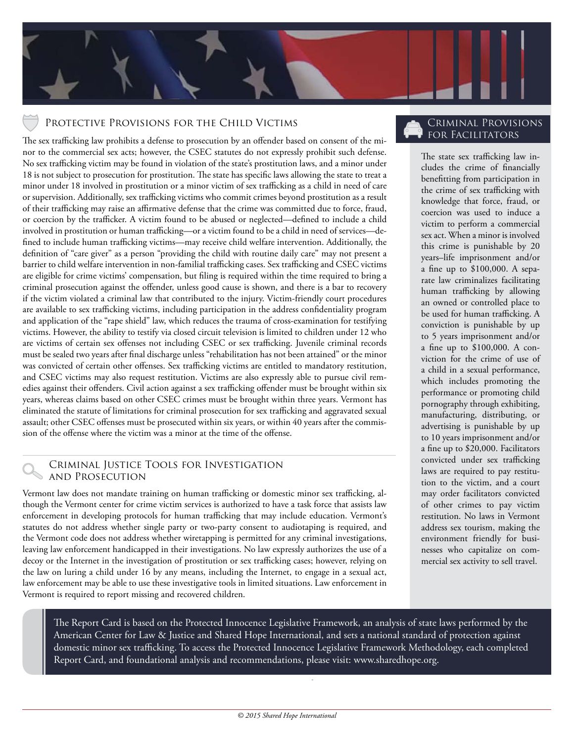## Protective Provisions for the Child Victims

The sex trafficking law prohibits a defense to prosecution by an offender based on consent of the minor to the commercial sex acts; however, the CSEC statutes do not expressly prohibit such defense. No sex trafficking victim may be found in violation of the state's prostitution laws, and a minor under 18 is not subject to prosecution for prostitution. The state has specific laws allowing the state to treat a minor under 18 involved in prostitution or a minor victim of sex trafficking as a child in need of care or supervision. Additionally, sex trafficking victims who commit crimes beyond prostitution as a result of their trafficking may raise an affirmative defense that the crime was committed due to force, fraud, or coercion by the trafficker. A victim found to be abused or neglected—defined to include a child involved in prostitution or human trafficking—or a victim found to be a child in need of services—defined to include human trafficking victims—may receive child welfare intervention. Additionally, the definition of "care giver" as a person "providing the child with routine daily care" may not present a barrier to child welfare intervention in non-familial trafficking cases. Sex trafficking and CSEC victims are eligible for crime victims' compensation, but filing is required within the time required to bring a criminal prosecution against the offender, unless good cause is shown, and there is a bar to recovery if the victim violated a criminal law that contributed to the injury. Victim-friendly court procedures are available to sex trafficking victims, including participation in the address confidentiality program and application of the "rape shield" law, which reduces the trauma of cross-examination for testifying victims. However, the ability to testify via closed circuit television is limited to children under 12 who are victims of certain sex offenses not including CSEC or sex trafficking. Juvenile criminal records must be sealed two years after final discharge unless "rehabilitation has not been attained" or the minor was convicted of certain other offenses. Sex trafficking victims are entitled to mandatory restitution, and CSEC victims may also request restitution. Victims are also expressly able to pursue civil remedies against their offenders. Civil action against a sex trafficking offender must be brought within six years, whereas claims based on other CSEC crimes must be brought within three years. Vermont has eliminated the statute of limitations for criminal prosecution for sex trafficking and aggravated sexual assault; other CSEC offenses must be prosecuted within six years, or within 40 years after the commission of the offense where the victim was a minor at the time of the offense.

## Criminal Justice Tools for Investigation and Prosecution

Vermont law does not mandate training on human trafficking or domestic minor sex trafficking, although the Vermont center for crime victim services is authorized to have a task force that assists law enforcement in developing protocols for human trafficking that may include education. Vermont's statutes do not address whether single party or two-party consent to audiotaping is required, and the Vermont code does not address whether wiretapping is permitted for any criminal investigations, leaving law enforcement handicapped in their investigations. No law expressly authorizes the use of a decoy or the Internet in the investigation of prostitution or sex trafficking cases; however, relying on the law on luring a child under 16 by any means, including the Internet, to engage in a sexual act, law enforcement may be able to use these investigative tools in limited situations. Law enforcement in Vermont is required to report missing and recovered children.

## Criminal Provisions for Facilitators

The state sex trafficking law includes the crime of financially benefitting from participation in the crime of sex trafficking with knowledge that force, fraud, or coercion was used to induce a victim to perform a commercial sex act. When a minor is involved this crime is punishable by 20 years–life imprisonment and/or a fine up to $100,000. A separate law criminalizes facilitating human trafficking by allowing an owned or controlled place to be used for human trafficking. A conviction is punishable by up to 5 years imprisonment and/or a fine up to $100,000. A conviction for the crime of use of a child in a sexual performance, which includes promoting the performance or promoting child pornography through exhibiting, manufacturing, distributing, or advertising is punishable by up to 10 years imprisonment and/or a fine up to $20,000. Facilitators convicted under sex trafficking laws are required to pay restitution to the victim, and a court may order facilitators convicted of other crimes to pay victim restitution. No laws in Vermont address sex tourism, making the environment friendly for businesses who capitalize on commercial sex activity to sell travel.

The Report Card is based on the Protected Innocence Legislative Framework, an analysis of state laws performed by the American Center for Law & Justice and Shared Hope International, and sets a national standard of protection against domestic minor sex trafficking. To access the Protected Innocence Legislative Framework Methodology, each completed Report Card, and foundational analysis and recommendations, please visit: www.sharedhope.org.

*© 2015 Shared Hope International*